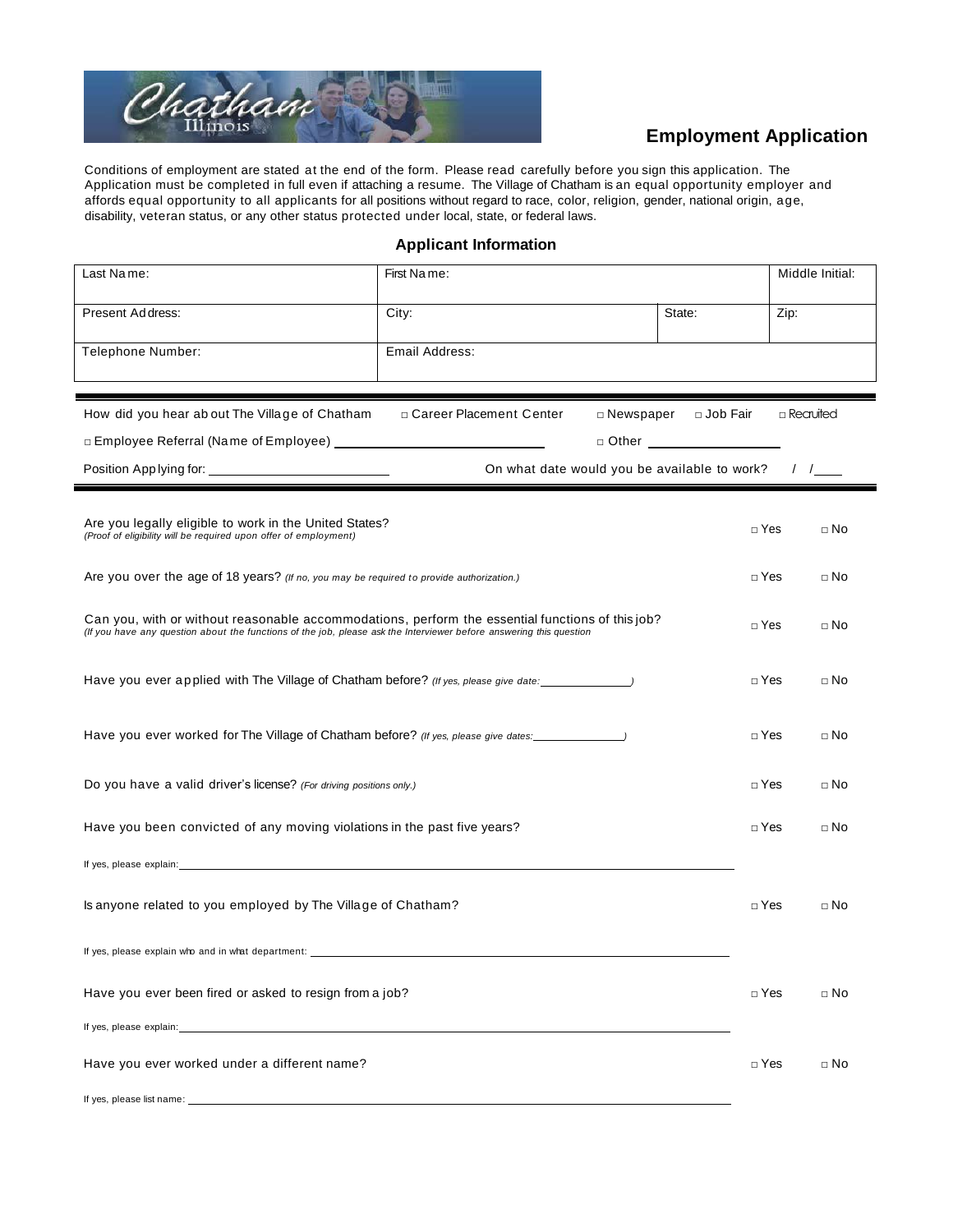# Employment Application

Conditions of employment are stated at the end of the form. Please read carefully before you sign this application. The Application must be completed in full even if attaching a resume. The Village of Chatham is an equal opportunity employer and affords equal opportunity to all applicants for all positions without regard to race, color, religion, gender, national origin, age, disability, veteran status, or any other status protected under local, state, or federal laws.

## Applicant Information

| Last Name: | First Name: | | Middle Initial: |
|---|---|---|---|
| Present Address: | City: | State: | Zip: |
| Telephone Number: | Email Address: | | |

How did you hear about The Village of Chatham □ Career Placement Center □ Newspaper □ Job Fair □ Recruited

□ Employee Referral (Name of Employee) ____________________ □ Other ____________________

Position Applying for: ____________________ On what date would you be available to work? / /____

| | | |
|---|---|---|
| Are you legally eligible to work in the United States? *(Proof of eligibility will be required upon offer of employment)* | □ Yes | □ No |
| Are you over the age of 18 years? *(If no, you may be required to provide authorization.)* | □ Yes | □ No |
| Can you, with or without reasonable accommodations, perform the essential functions of this job? *(If you have any question about the functions of the job, please ask the Interviewer before answering this question* | □ Yes | □ No |
| Have you ever applied with The Village of Chatham before? *(If yes, please give date:____________)* | □ Yes | □ No |
| Have you ever worked for The Village of Chatham before? *(If yes, please give dates:____________)* | □ Yes | □ No |
| Do you have a valid driver's license? *(For driving positions only.)* | □ Yes | □ No |
| Have you been convicted of any moving violations in the past five years? | □ Yes | □ No |

If yes, please explain: ____________________

| | | |
|---|---|---|
| Is anyone related to you employed by The Village of Chatham? | □ Yes | □ No |

If yes, please explain who and in what department: ____________________

| | | |
|---|---|---|
| Have you ever been fired or asked to resign from a job? | □ Yes | □ No |

If yes, please explain: ____________________

| | | |
|---|---|---|
| Have you ever worked under a different name? | □ Yes | □ No |

If yes, please list name: ____________________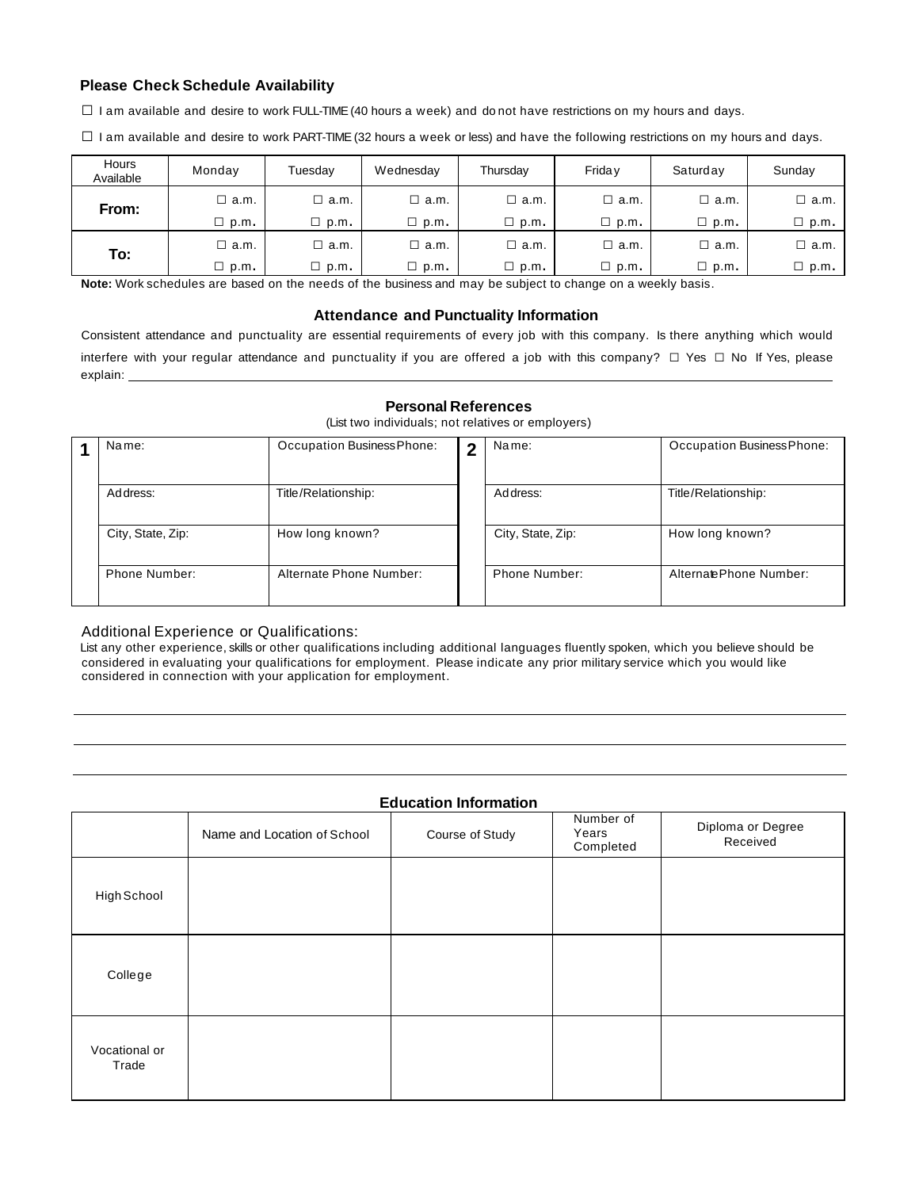### Please Check Schedule Availability

☐ I am available and desire to work FULL-TIME (40 hours a week) and do not have restrictions on my hours and days.

☐ I am available and desire to work PART-TIME (32 hours a week or less) and have the following restrictions on my hours and days.

| Hours Available | Monday | Tuesday | Wednesday | Thursday | Friday | Saturday | Sunday |
|---|---|---|---|---|---|---|---|
| **From:** | ☐ a.m. ☐ p.m. | ☐ a.m. ☐ p.m. | ☐ a.m. ☐ p.m. | ☐ a.m. ☐ p.m. | ☐ a.m. ☐ p.m. | ☐ a.m. ☐ p.m. | ☐ a.m. ☐ p.m. |
| **To:** | ☐ a.m. ☐ p.m. | ☐ a.m. ☐ p.m. | ☐ a.m. ☐ p.m. | ☐ a.m. ☐ p.m. | ☐ a.m. ☐ p.m. | ☐ a.m. ☐ p.m. | ☐ a.m. ☐ p.m. |

**Note:** Work schedules are based on the needs of the business and may be subject to change on a weekly basis.

### Attendance and Punctuality Information

Consistent attendance and punctuality are essential requirements of every job with this company. Is there anything which would interfere with your regular attendance and punctuality if you are offered a job with this company? ☐ Yes ☐ No If Yes, please explain: ____________________

### Personal References

(List two individuals; not relatives or employers)

| | | | | | |
|---|---|---|---|---|---|
| **1** | Name: | Occupation Business Phone: | **2** | Name: | Occupation Business Phone: |
| | Address: | Title/Relationship: | | Address: | Title/Relationship: |
| | City, State, Zip: | How long known? | | City, State, Zip: | How long known? |
| | Phone Number: | Alternate Phone Number: | | Phone Number: | Alternate Phone Number: |

Additional Experience or Qualifications:

List any other experience, skills or other qualifications including additional languages fluently spoken, which you believe should be considered in evaluating your qualifications for employment. Please indicate any prior military service which you would like considered in connection with your application for employment.

____________________

____________________

____________________

### Education Information

| | Name and Location of School | Course of Study | Number of Years Completed | Diploma or Degree Received |
|---|---|---|---|---|
| High School | | | | |
| College | | | | |
| Vocational or Trade | | | | |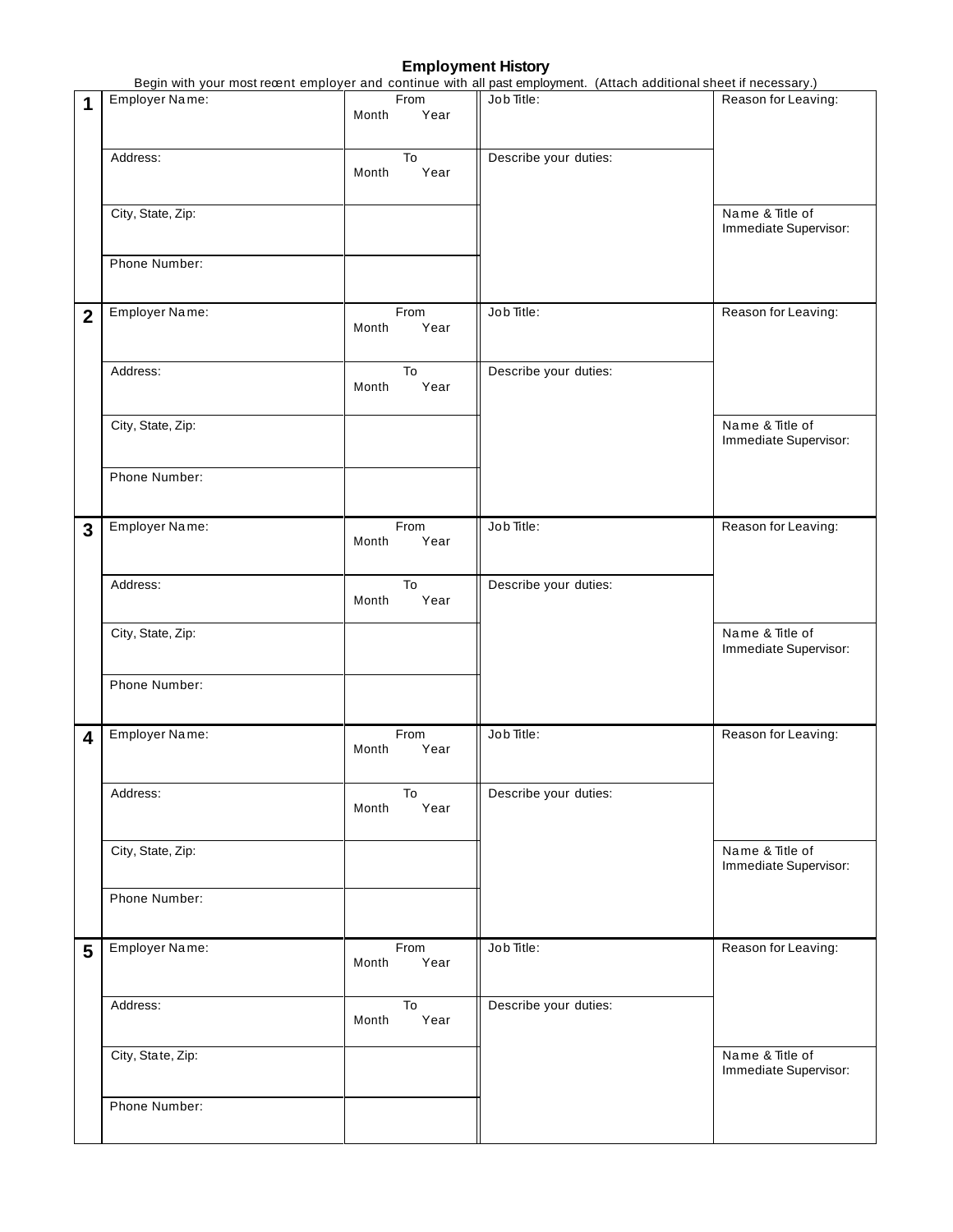# Employment History

Begin with your most recent employer and continue with all past employment. (Attach additional sheet if necessary.)

| # | | | | |
|---|---|---|---|---|
| **1** | Employer Name: | From<br>Month Year | Job Title: | Reason for Leaving: |
| | Address: | To<br>Month Year | Describe your duties: | |
| | City, State, Zip: | | | Name & Title of Immediate Supervisor: |
| | Phone Number: | | | |
| **2** | Employer Name: | From<br>Month Year | Job Title: | Reason for Leaving: |
| | Address: | To<br>Month Year | Describe your duties: | |
| | City, State, Zip: | | | Name & Title of Immediate Supervisor: |
| | Phone Number: | | | |
| **3** | Employer Name: | From<br>Month Year | Job Title: | Reason for Leaving: |
| | Address: | To<br>Month Year | Describe your duties: | |
| | City, State, Zip: | | | Name & Title of Immediate Supervisor: |
| | Phone Number: | | | |
| **4** | Employer Name: | From<br>Month Year | Job Title: | Reason for Leaving: |
| | Address: | To<br>Month Year | Describe your duties: | |
| | City, State, Zip: | | | Name & Title of Immediate Supervisor: |
| | Phone Number: | | | |
| **5** | Employer Name: | From<br>Month Year | Job Title: | Reason for Leaving: |
| | Address: | To<br>Month Year | Describe your duties: | |
| | City, State, Zip: | | | Name & Title of Immediate Supervisor: |
| | Phone Number: | | | |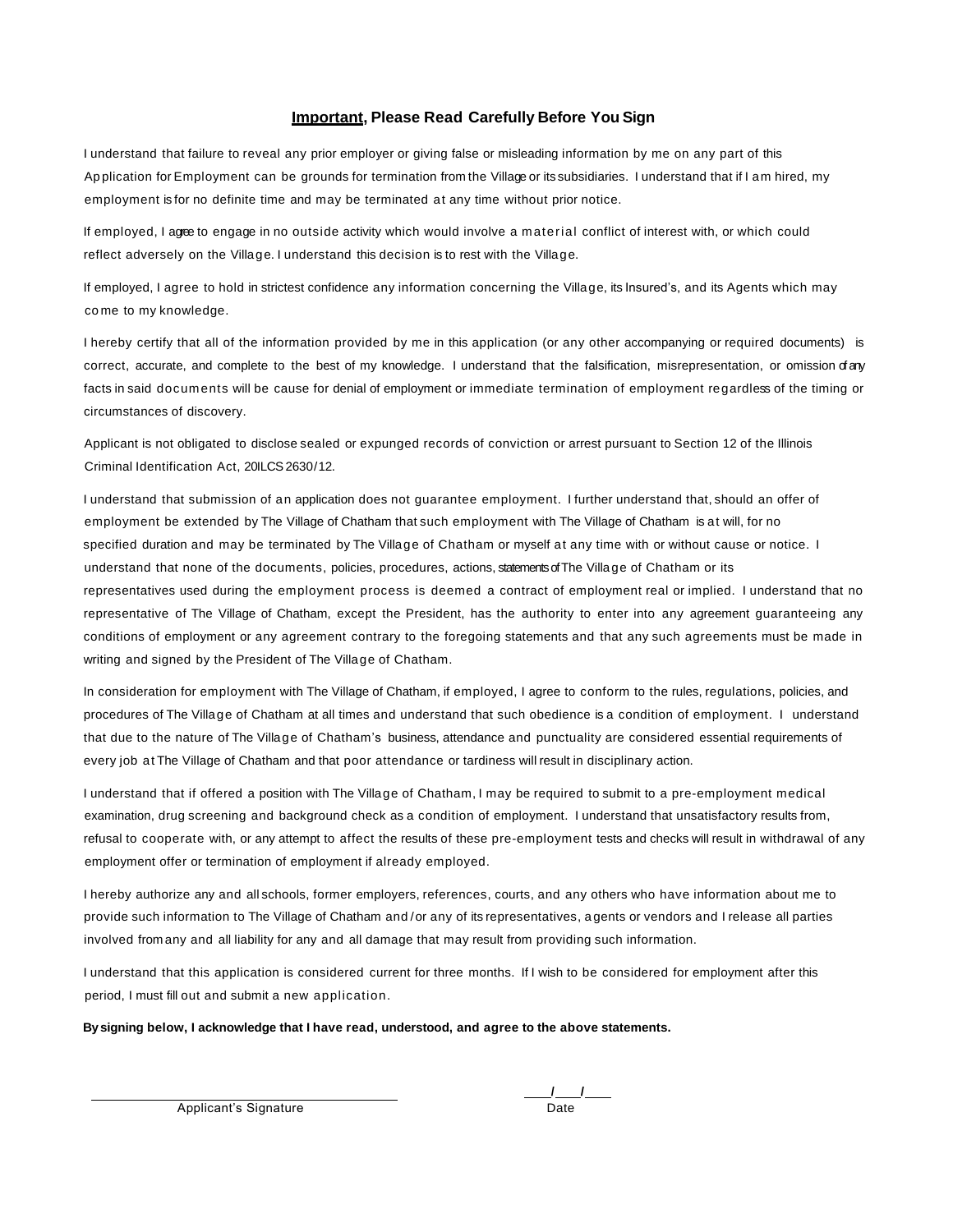## **Important**, Please Read Carefully Before You Sign

I understand that failure to reveal any prior employer or giving false or misleading information by me on any part of this Application for Employment can be grounds for termination from the Village or its subsidiaries. I understand that if I am hired, my employment is for no definite time and may be terminated at any time without prior notice.

If employed, I agree to engage in no outside activity which would involve a material conflict of interest with, or which could reflect adversely on the Village. I understand this decision is to rest with the Village.

If employed, I agree to hold in strictest confidence any information concerning the Village, its Insured's, and its Agents which may come to my knowledge.

I hereby certify that all of the information provided by me in this application (or any other accompanying or required documents) is correct, accurate, and complete to the best of my knowledge. I understand that the falsification, misrepresentation, or omission of any facts in said documents will be cause for denial of employment or immediate termination of employment regardless of the timing or circumstances of discovery.

Applicant is not obligated to disclose sealed or expunged records of conviction or arrest pursuant to Section 12 of the Illinois Criminal Identification Act, 20ILCS 2630/12.

I understand that submission of an application does not guarantee employment. I further understand that, should an offer of employment be extended by The Village of Chatham that such employment with The Village of Chatham is at will, for no specified duration and may be terminated by The Village of Chatham or myself at any time with or without cause or notice. I understand that none of the documents, policies, procedures, actions, statements of The Village of Chatham or its representatives used during the employment process is deemed a contract of employment real or implied. I understand that no representative of The Village of Chatham, except the President, has the authority to enter into any agreement guaranteeing any conditions of employment or any agreement contrary to the foregoing statements and that any such agreements must be made in writing and signed by the President of The Village of Chatham.

In consideration for employment with The Village of Chatham, if employed, I agree to conform to the rules, regulations, policies, and procedures of The Village of Chatham at all times and understand that such obedience is a condition of employment. I understand that due to the nature of The Village of Chatham's business, attendance and punctuality are considered essential requirements of every job at The Village of Chatham and that poor attendance or tardiness will result in disciplinary action.

I understand that if offered a position with The Village of Chatham, I may be required to submit to a pre-employment medical examination, drug screening and background check as a condition of employment. I understand that unsatisfactory results from, refusal to cooperate with, or any attempt to affect the results of these pre-employment tests and checks will result in withdrawal of any employment offer or termination of employment if already employed.

I hereby authorize any and all schools, former employers, references, courts, and any others who have information about me to provide such information to The Village of Chatham and/or any of its representatives, agents or vendors and I release all parties involved from any and all liability for any and all damage that may result from providing such information.

I understand that this application is considered current for three months. If I wish to be considered for employment after this period, I must fill out and submit a new application.

**By signing below, I acknowledge that I have read, understood, and agree to the above statements.**

\_\_\_\_\_\_\_\_\_\_\_\_\_\_\_\_\_\_\_\_\_\_\_\_\_\_\_\_\_\_\_\_\_\_\_\_\_\_\_\_ &nbsp;&nbsp;&nbsp;&nbsp; \_\_\_/\_\_\_/\_\_\_

Applicant's Signature &nbsp;&nbsp;&nbsp;&nbsp; Date